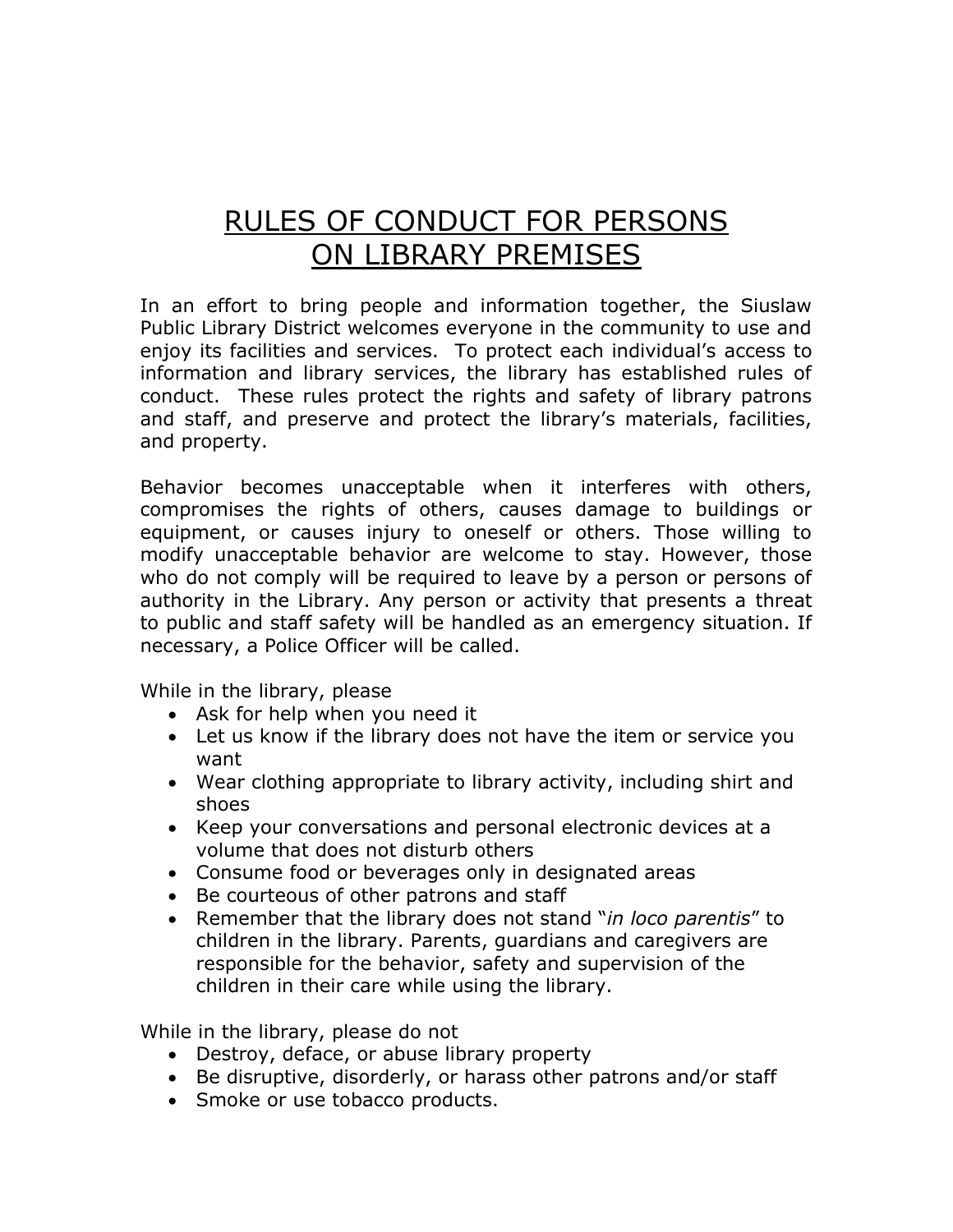# RULES OF CONDUCT FOR PERSONS ON LIBRARY PREMISES

In an effort to bring people and information together, the Siuslaw Public Library District welcomes everyone in the community to use and enjoy its facilities and services. To protect each individual's access to information and library services, the library has established rules of conduct. These rules protect the rights and safety of library patrons and staff, and preserve and protect the library's materials, facilities, and property.

Behavior becomes unacceptable when it interferes with others, compromises the rights of others, causes damage to buildings or equipment, or causes injury to oneself or others. Those willing to modify unacceptable behavior are welcome to stay. However, those who do not comply will be required to leave by a person or persons of authority in the Library. Any person or activity that presents a threat to public and staff safety will be handled as an emergency situation. If necessary, a Police Officer will be called.

While in the library, please

- Ask for help when you need it
- Let us know if the library does not have the item or service you want
- Wear clothing appropriate to library activity, including shirt and shoes
- Keep your conversations and personal electronic devices at a volume that does not disturb others
- Consume food or beverages only in designated areas
- Be courteous of other patrons and staff
- Remember that the library does not stand "*in loco parentis*" to children in the library. Parents, guardians and caregivers are responsible for the behavior, safety and supervision of the children in their care while using the library.

While in the library, please do not

- Destroy, deface, or abuse library property
- Be disruptive, disorderly, or harass other patrons and/or staff
- Smoke or use tobacco products.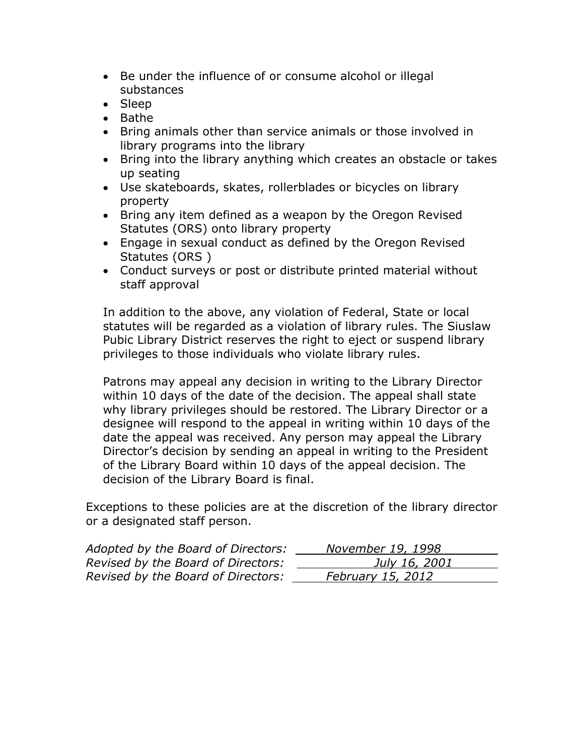- Be under the influence of or consume alcohol or illegal substances
- Sleep
- Bathe
- Bring animals other than service animals or those involved in library programs into the library
- Bring into the library anything which creates an obstacle or takes up seating
- Use skateboards, skates, rollerblades or bicycles on library property
- Bring any item defined as a weapon by the Oregon Revised Statutes (ORS) onto library property
- Engage in sexual conduct as defined by the Oregon Revised Statutes (ORS )
- Conduct surveys or post or distribute printed material without staff approval

In addition to the above, any violation of Federal, State or local statutes will be regarded as a violation of library rules. The Siuslaw Pubic Library District reserves the right to eject or suspend library privileges to those individuals who violate library rules.

Patrons may appeal any decision in writing to the Library Director within 10 days of the date of the decision. The appeal shall state why library privileges should be restored. The Library Director or a designee will respond to the appeal in writing within 10 days of the date the appeal was received. Any person may appeal the Library Director's decision by sending an appeal in writing to the President of the Library Board within 10 days of the appeal decision. The decision of the Library Board is final.

Exceptions to these policies are at the discretion of the library director or a designated staff person.

*Adopted by the Board of Directors:* *November 19, 1998*
*Revised by the Board of Directors:* *July 16, 2001*
*Revised by the Board of Directors:* *February 15, 2012*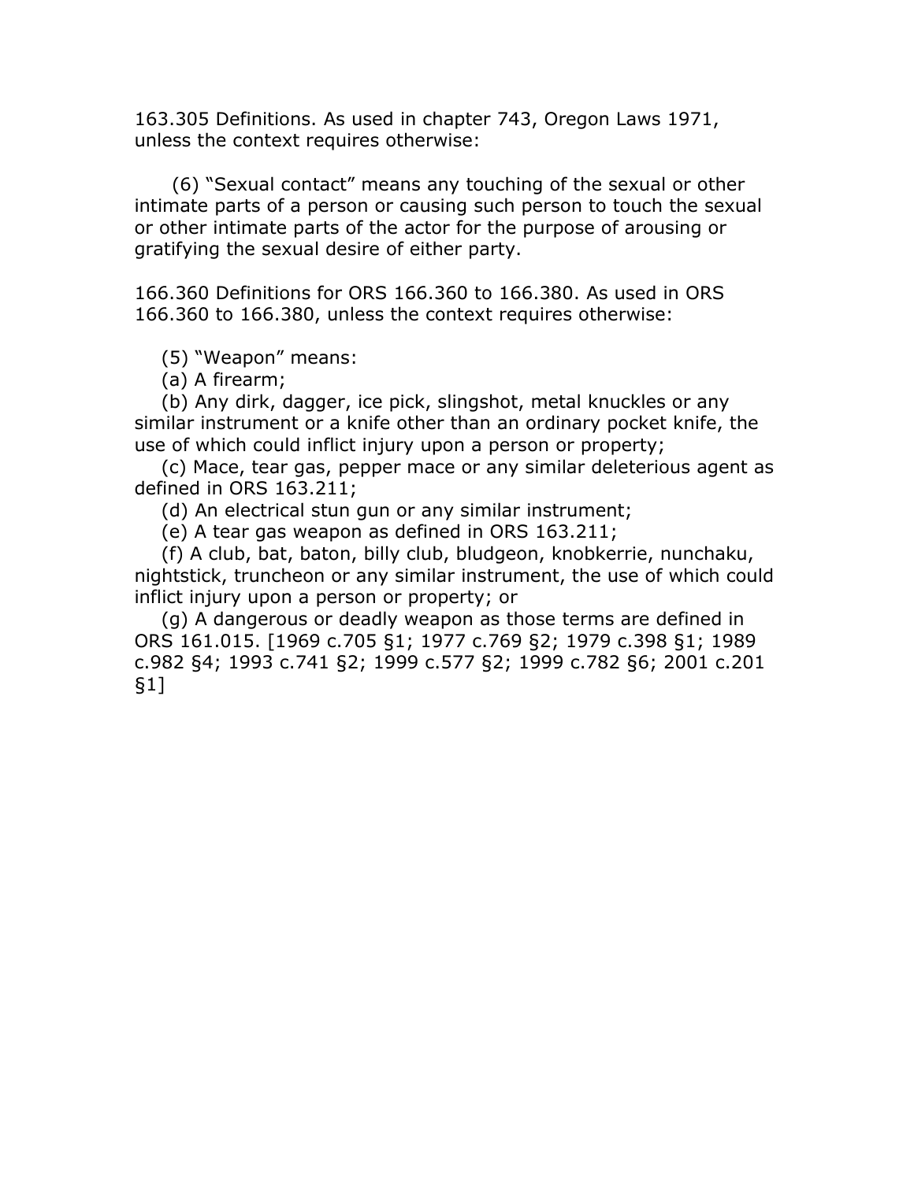163.305 Definitions. As used in chapter 743, Oregon Laws 1971, unless the context requires otherwise:

(6) "Sexual contact" means any touching of the sexual or other intimate parts of a person or causing such person to touch the sexual or other intimate parts of the actor for the purpose of arousing or gratifying the sexual desire of either party.

166.360 Definitions for ORS 166.360 to 166.380. As used in ORS 166.360 to 166.380, unless the context requires otherwise:

(5) "Weapon" means:

(a) A firearm;

(b) Any dirk, dagger, ice pick, slingshot, metal knuckles or any similar instrument or a knife other than an ordinary pocket knife, the use of which could inflict injury upon a person or property;

(c) Mace, tear gas, pepper mace or any similar deleterious agent as defined in ORS 163.211;

(d) An electrical stun gun or any similar instrument;

(e) A tear gas weapon as defined in ORS 163.211;

(f) A club, bat, baton, billy club, bludgeon, knobkerrie, nunchaku, nightstick, truncheon or any similar instrument, the use of which could inflict injury upon a person or property; or

(g) A dangerous or deadly weapon as those terms are defined in ORS 161.015. [1969 c.705 §1; 1977 c.769 §2; 1979 c.398 §1; 1989 c.982 §4; 1993 c.741 §2; 1999 c.577 §2; 1999 c.782 §6; 2001 c.201 §1]